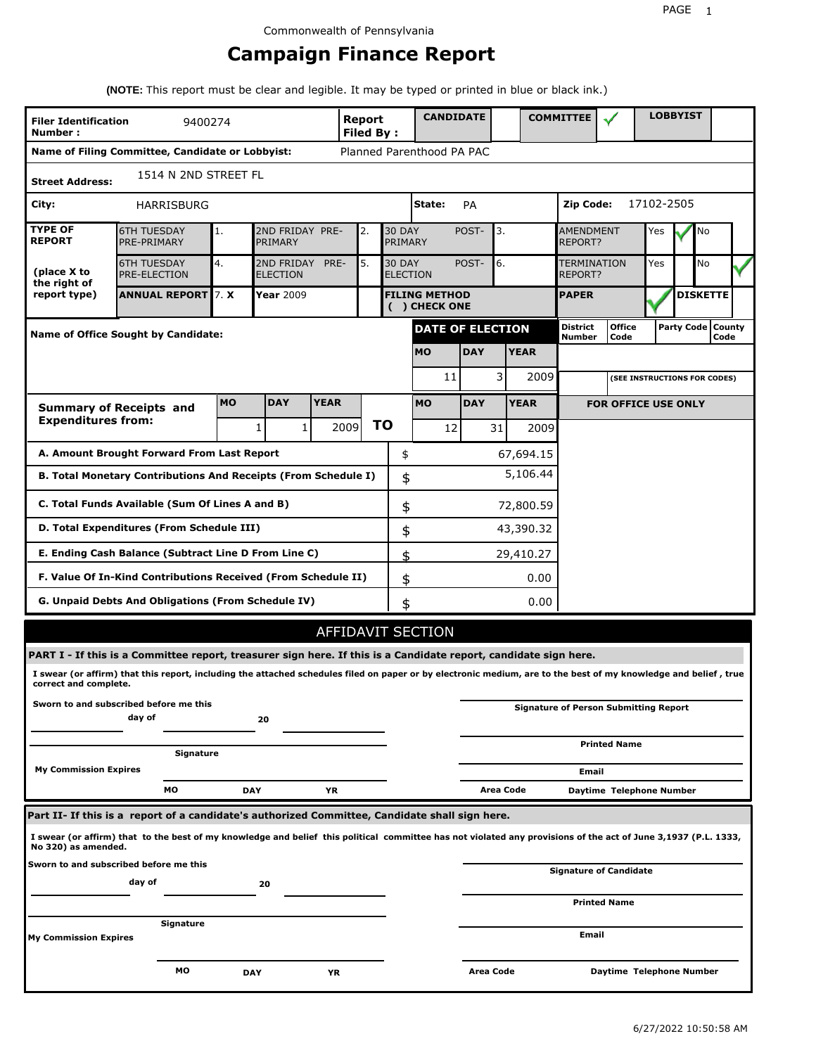Commonwealth of Pennsylvania

# Campaign Finance Report

**(NOTE:** This report must be clear and legible. It may be typed or printed in blue or black ink.)

| | | | |
|---|---|---|---|
| **Filer Identification Number :** 9400274 | **Report Filed By :** | **CANDIDATE** | **COMMITTEE** ✓ | **LOBBYIST** |
| **Name of Filing Committee, Candidate or Lobbyist:** | Planned Parenthood PA PAC | | |
| **Street Address:** | 1514 N 2ND STREET FL | | |
| **City:** HARRISBURG | **State:** PA | **Zip Code:** 17102-2505 | |

| TYPE OF REPORT (place X to the right of report type) | | | | | | | | |
|---|---|---|---|---|---|---|---|---|
| 6TH TUESDAY PRE-PRIMARY | 1. | 2ND FRIDAY PRE-PRIMARY | 2. | 30 DAY POST-PRIMARY | 3. | AMENDMENT REPORT? | Yes ✓ | No |
| 6TH TUESDAY PRE-ELECTION | 4. | 2ND FRIDAY PRE-ELECTION | 5. | 30 DAY POST-ELECTION | 6. | TERMINATION REPORT? | Yes | No ✓ |
| **ANNUAL REPORT** | 7. **X** | **Year** 2009 | | **FILING METHOD ( ) CHECK ONE** | | **PAPER** ✓ | **DISKETTE** | |

**Name of Office Sought by Candidate:**

| DATE OF ELECTION | | |
|---|---|---|
| **MO** | **DAY** | **YEAR** |
| 11 | 3 | 2009 |

| District Number | Office Code | Party Code | County Code |
|---|---|---|---|
| | | | |

(SEE INSTRUCTIONS FOR CODES)

| **Summary of Receipts and Expenditures from:** | **MO** | **DAY** | **YEAR** | | **MO** | **DAY** | **YEAR** |
|---|---|---|---|---|---|---|---|
| | 1 | 1 | 2009 | **TO** | 12 | 31 | 2009 |

**FOR OFFICE USE ONLY**

| | | |
|---|---|---|
| **A. Amount Brought Forward From Last Report** | $ | 67,694.15 |
| **B. Total Monetary Contributions And Receipts (From Schedule I)** | $ | 5,106.44 |
| **C. Total Funds Available (Sum Of Lines A and B)** | $ | 72,800.59 |
| **D. Total Expenditures (From Schedule III)** | $ | 43,390.32 |
| **E. Ending Cash Balance (Subtract Line D From Line C)** | $ | 29,410.27 |
| **F. Value Of In-Kind Contributions Received (From Schedule II)** | $ | 0.00 |
| **G. Unpaid Debts And Obligations (From Schedule IV)** | $ | 0.00 |

## AFFIDAVIT SECTION

**PART I - If this is a Committee report, treasurer sign here. If this is a Candidate report, candidate sign here.**

**I swear (or affirm) that this report, including the attached schedules filed on paper or by electronic medium, are to the best of my knowledge and belief , true correct and complete.**

**Sworn to and subscribed before me this** ______ **day of** ______ **20** ______

______ **Signature**

**My Commission Expires** ______ **MO** ______ **DAY** ______ **YR**

______ **Signature of Person Submitting Report**

______ **Printed Name**

______ **Email**

**Area Code** ______ **Daytime Telephone Number**

**Part II- If this is a report of a candidate's authorized Committee, Candidate shall sign here.**

**I swear (or affirm) that to the best of my knowledge and belief this political committee has not violated any provisions of the act of June 3,1937 (P.L. 1333, No 320) as amended.**

**Sworn to and subscribed before me this** ______ **day of** ______ **20** ______

______ **Signature**

**My Commission Expires** ______ **MO** ______ **DAY** ______ **YR**

______ **Signature of Candidate**

______ **Printed Name**

______ **Email**

**Area Code** ______ **Daytime Telephone Number**

6/27/2022 10:50:58 AM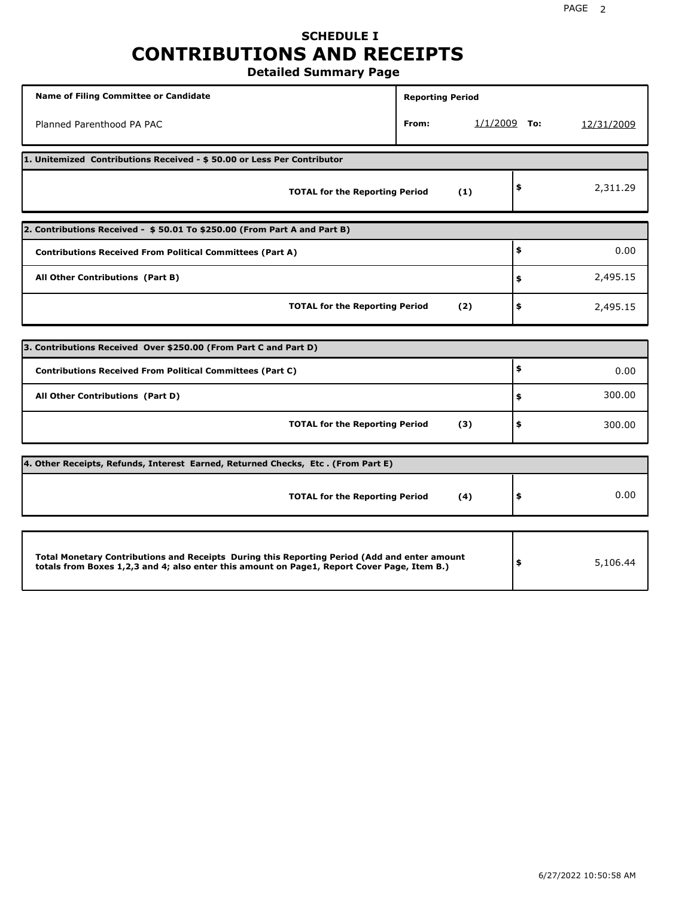# SCHEDULE I
# CONTRIBUTIONS AND RECEIPTS
## Detailed Summary Page

| Name of Filing Committee or Candidate | Reporting Period | |
|---|---|---|
| Planned Parenthood PA PAC | From: 1/1/2009 | To: 12/31/2009 |

| 1. Unitemized Contributions Received - $ 50.00 or Less Per Contributor | | |
|---|---|---|
| **TOTAL for the Reporting Period** | **(1)** | $ 2,311.29 |

| 2. Contributions Received - $ 50.01 To $250.00 (From Part A and Part B) | | |
|---|---|---|
| **Contributions Received From Political Committees (Part A)** | | $ 0.00 |
| **All Other Contributions (Part B)** | | $ 2,495.15 |
| **TOTAL for the Reporting Period** | **(2)** | $ 2,495.15 |

| 3. Contributions Received Over $250.00 (From Part C and Part D) | | |
|---|---|---|
| **Contributions Received From Political Committees (Part C)** | | $ 0.00 |
| **All Other Contributions (Part D)** | | $ 300.00 |
| **TOTAL for the Reporting Period** | **(3)** | $ 300.00 |

| 4. Other Receipts, Refunds, Interest Earned, Returned Checks, Etc . (From Part E) | | |
|---|---|---|
| **TOTAL for the Reporting Period** | **(4)** | $ 0.00 |

| | |
|---|---|
| **Total Monetary Contributions and Receipts During this Reporting Period (Add and enter amount totals from Boxes 1,2,3 and 4; also enter this amount on Page1, Report Cover Page, Item B.)** | $ 5,106.44 |

6/27/2022 10:50:58 AM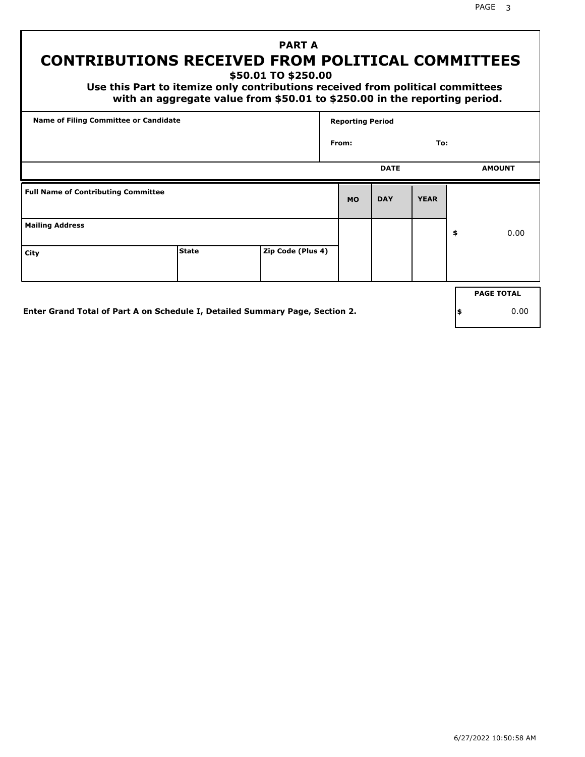## PART A

# CONTRIBUTIONS RECEIVED FROM POLITICAL COMMITTEES

**$50.01 TO $250.00**

**Use this Part to itemize only contributions received from political committees with an aggregate value from $50.01 to $250.00 in the reporting period.**

| Name of Filing Committee or Candidate | Reporting Period |
|---|---|
| | From: To: |

| Full Name of Contributing Committee | | | DATE MO | DATE DAY | DATE YEAR | AMOUNT |
|---|---|---|---|---|---|---|
| Mailing Address | | | | | | $ 0.00 |
| City | State | Zip Code (Plus 4) | | | | |

Enter Grand Total of Part A on Schedule I, Detailed Summary Page, Section 2.

| PAGE TOTAL |
|---|
| $ 0.00 |

6/27/2022 10:50:58 AM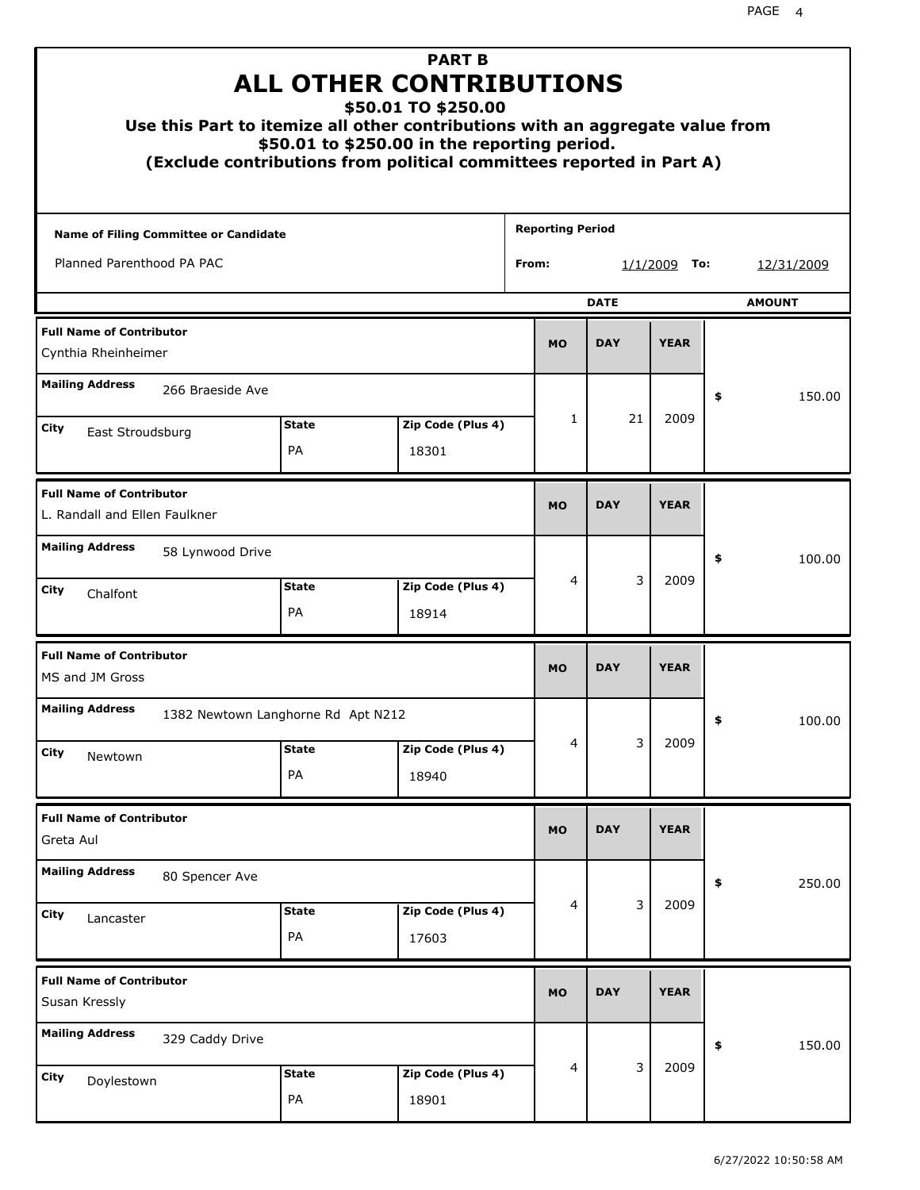# PART B
# ALL OTHER CONTRIBUTIONS
## $50.01 TO $250.00

**Use this Part to itemize all other contributions with an aggregate value from $50.01 to $250.00 in the reporting period.**
**(Exclude contributions from political committees reported in Part A)**

| Name of Filing Committee or Candidate | Reporting Period |
|---|---|
| Planned Parenthood PA PAC | From: 1/1/2009 To: 12/31/2009 |

| Full Name of Contributor | Mailing Address | City | State | Zip Code (Plus 4) | MO | DAY | YEAR | AMOUNT |
|---|---|---|---|---|---|---|---|---|
| Cynthia Rheinheimer | 266 Braeside Ave | East Stroudsburg | PA | 18301 | 1 | 21 | 2009 | $ 150.00 |
| L. Randall and Ellen Faulkner | 58 Lynwood Drive | Chalfont | PA | 18914 | 4 | 3 | 2009 | $ 100.00 |
| MS and JM Gross | 1382 Newtown Langhorne Rd Apt N212 | Newtown | PA | 18940 | 4 | 3 | 2009 | $ 100.00 |
| Greta Aul | 80 Spencer Ave | Lancaster | PA | 17603 | 4 | 3 | 2009 | $ 250.00 |
| Susan Kressly | 329 Caddy Drive | Doylestown | PA | 18901 | 4 | 3 | 2009 | $ 150.00 |

6/27/2022 10:50:58 AM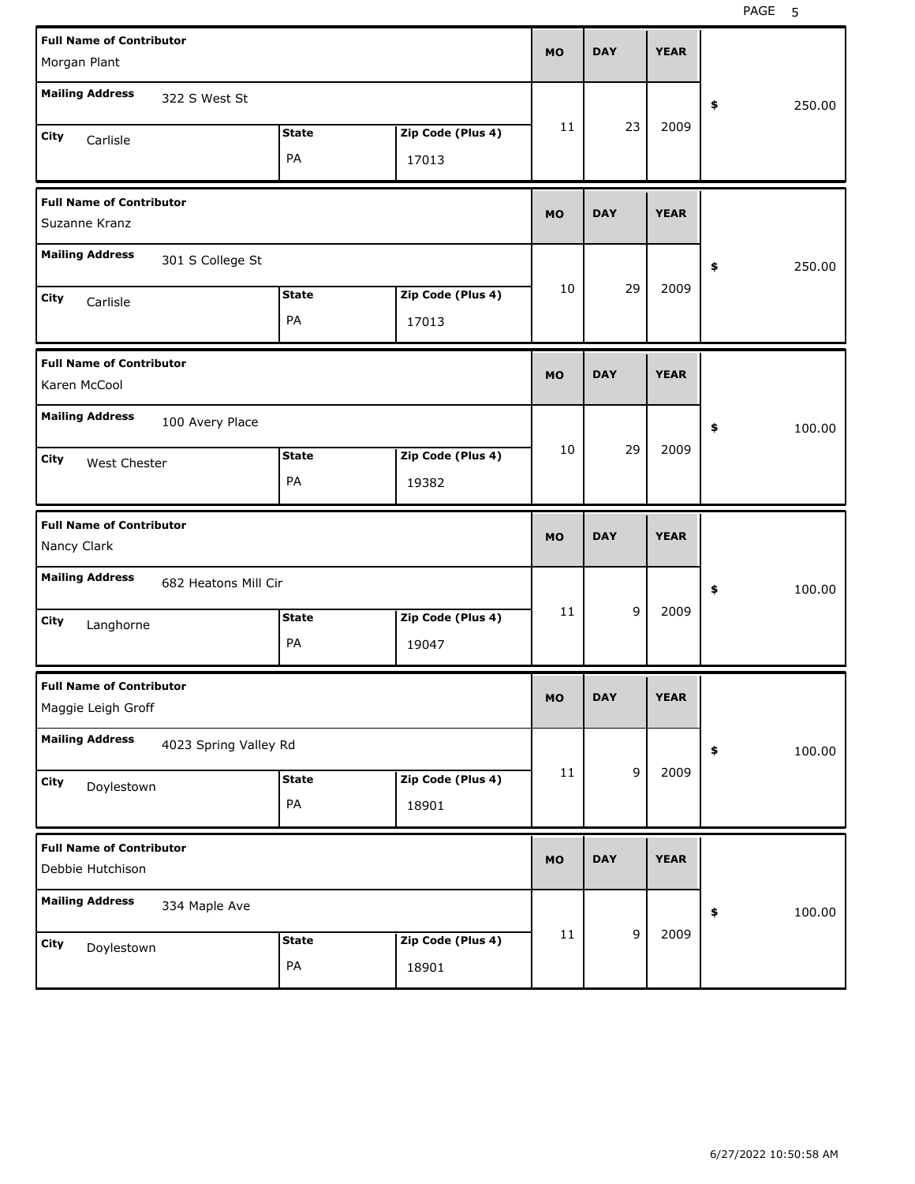| Full Name of Contributor | Mailing Address | City | State | Zip Code (Plus 4) | MO | DAY | YEAR | $ |
|---|---|---|---|---|---|---|---|---|
| Morgan Plant | 322 S West St | Carlisle | PA | 17013 | 11 | 23 | 2009 | 250.00 |
| Suzanne Kranz | 301 S College St | Carlisle | PA | 17013 | 10 | 29 | 2009 | 250.00 |
| Karen McCool | 100 Avery Place | West Chester | PA | 19382 | 10 | 29 | 2009 | 100.00 |
| Nancy Clark | 682 Heatons Mill Cir | Langhorne | PA | 19047 | 11 | 9 | 2009 | 100.00 |
| Maggie Leigh Groff | 4023 Spring Valley Rd | Doylestown | PA | 18901 | 11 | 9 | 2009 | 100.00 |
| Debbie Hutchison | 334 Maple Ave | Doylestown | PA | 18901 | 11 | 9 | 2009 | 100.00 |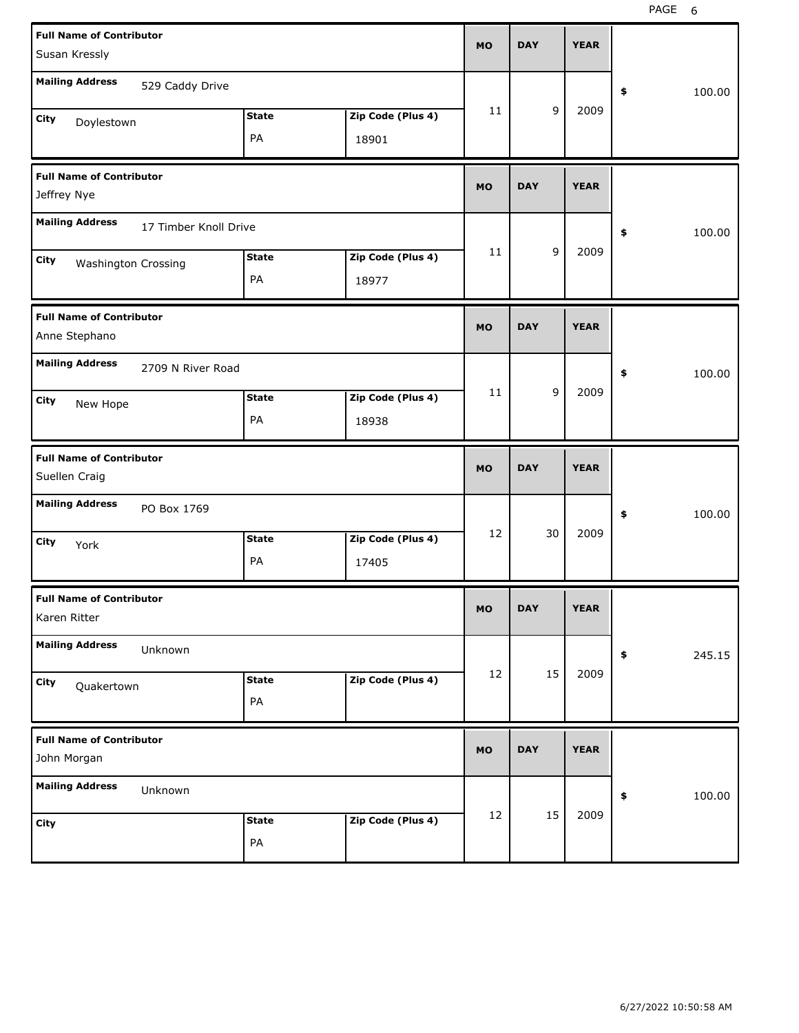| Full Name of Contributor | Mailing Address | City | State | Zip Code (Plus 4) | MO | DAY | YEAR | $ |
|---|---|---|---|---|---|---|---|---|
| Susan Kressly | 529 Caddy Drive | Doylestown | PA | 18901 | 11 | 9 | 2009 | 100.00 |
| Jeffrey Nye | 17 Timber Knoll Drive | Washington Crossing | PA | 18977 | 11 | 9 | 2009 | 100.00 |
| Anne Stephano | 2709 N River Road | New Hope | PA | 18938 | 11 | 9 | 2009 | 100.00 |
| Suellen Craig | PO Box 1769 | York | PA | 17405 | 12 | 30 | 2009 | 100.00 |
| Karen Ritter | Unknown | Quakertown | PA | | 12 | 15 | 2009 | 245.15 |
| John Morgan | Unknown | | PA | | 12 | 15 | 2009 | 100.00 |

6/27/2022 10:50:58 AM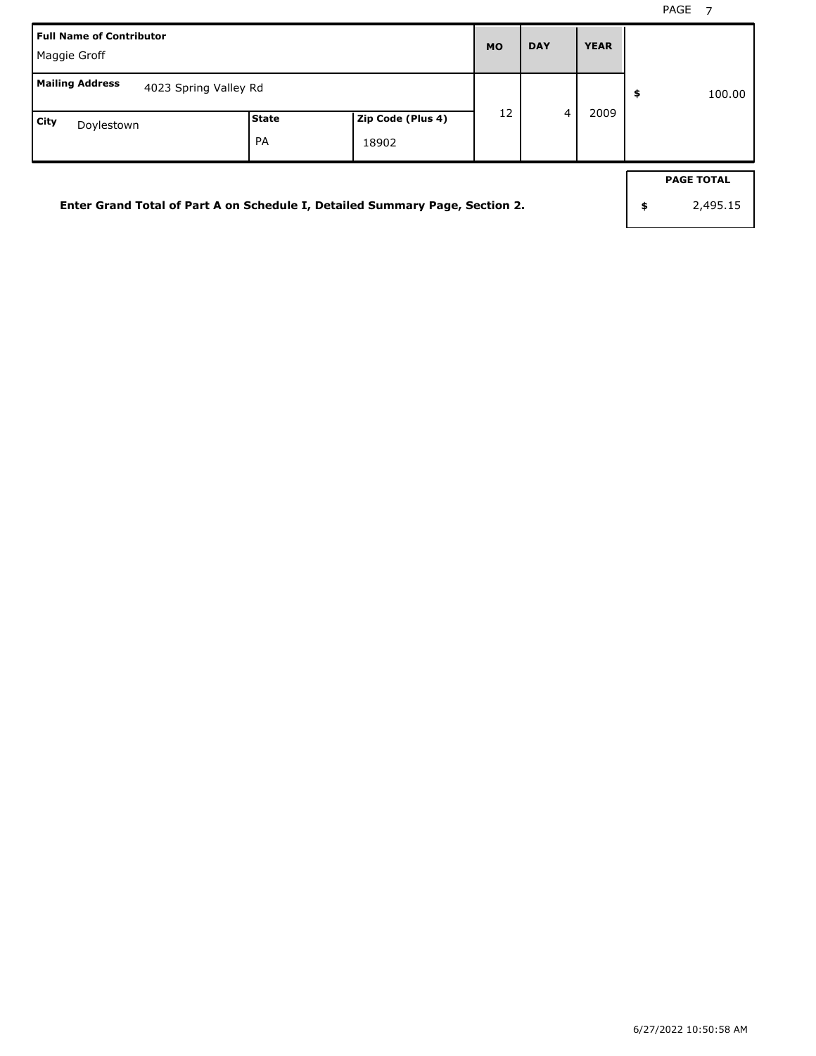| Full Name of Contributor | | | MO | DAY | YEAR | |
|---|---|---|---|---|---|---|
| Maggie Groff | | | | | | |
| **Mailing Address** 4023 Spring Valley Rd | | | 12 | 4 | 2009 | $ 100.00 |
| **City** Doylestown | **State** PA | **Zip Code (Plus 4)** 18902 | | | | |

**Enter Grand Total of Part A on Schedule I, Detailed Summary Page, Section 2.**

| PAGE TOTAL |
|---|
| $ 2,495.15 |

6/27/2022 10:50:58 AM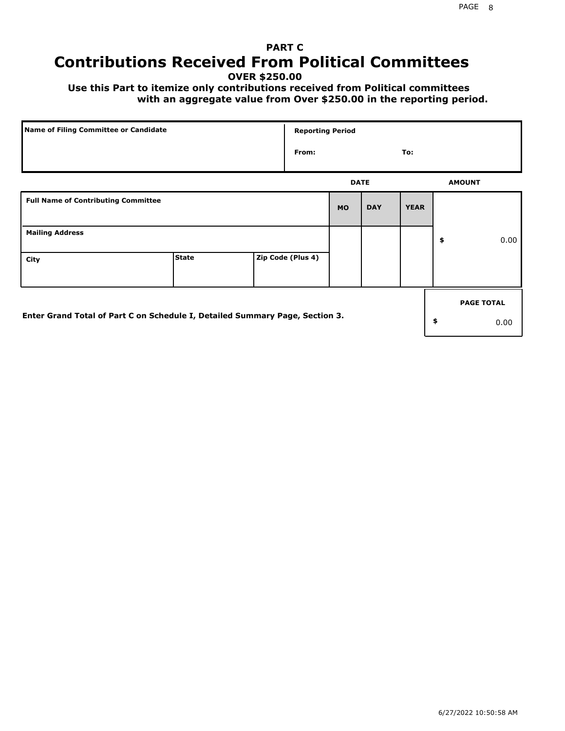# PART C

# Contributions Received From Political Committees

**OVER $250.00**

**Use this Part to itemize only contributions received from Political committees with an aggregate value from Over $250.00 in the reporting period.**

| Name of Filing Committee or Candidate | Reporting Period |
|---|---|
| | From: To: |

| Full Name of Contributing Committee | | | DATE MO | DAY | YEAR | AMOUNT |
|---|---|---|---|---|---|---|
| Mailing Address | | | | | | $ 0.00 |
| City | State | Zip Code (Plus 4) | | | | |

Enter Grand Total of Part C on Schedule I, Detailed Summary Page, Section 3.

| PAGE TOTAL |
|---|
| $ 0.00 |

6/27/2022 10:50:58 AM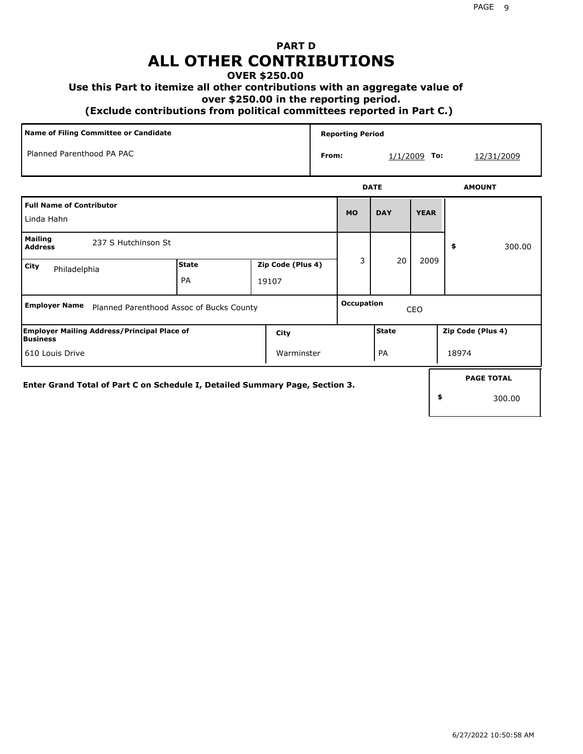# PART D
# ALL OTHER CONTRIBUTIONS
### OVER $250.00
### Use this Part to itemize all other contributions with an aggregate value of over $250.00 in the reporting period.
### (Exclude contributions from political committees reported in Part C.)

| Name of Filing Committee or Candidate | Reporting Period |
|---|---|
| Planned Parenthood PA PAC | From: 1/1/2009 To: 12/31/2009 |

| Full Name of Contributor | | | DATE MO | DAY | YEAR | AMOUNT |
|---|---|---|---|---|---|---|
| Linda Hahn | | | 3 | 20 | 2009 | $ 300.00 |
| Mailing Address: 237 S Hutchinson St | | | | | | |
| City: Philadelphia | State: PA | Zip Code (Plus 4): 19107 | | | | |
| Employer Name: Planned Parenthood Assoc of Bucks County | | | Occupation: CEO | | | |
| Employer Mailing Address/Principal Place of Business: 610 Louis Drive | City: Warminster | | State: PA | | Zip Code (Plus 4): 18974 | |

Enter Grand Total of Part C on Schedule I, Detailed Summary Page, Section 3.

| PAGE TOTAL |
|---|
| $ 300.00 |

6/27/2022 10:50:58 AM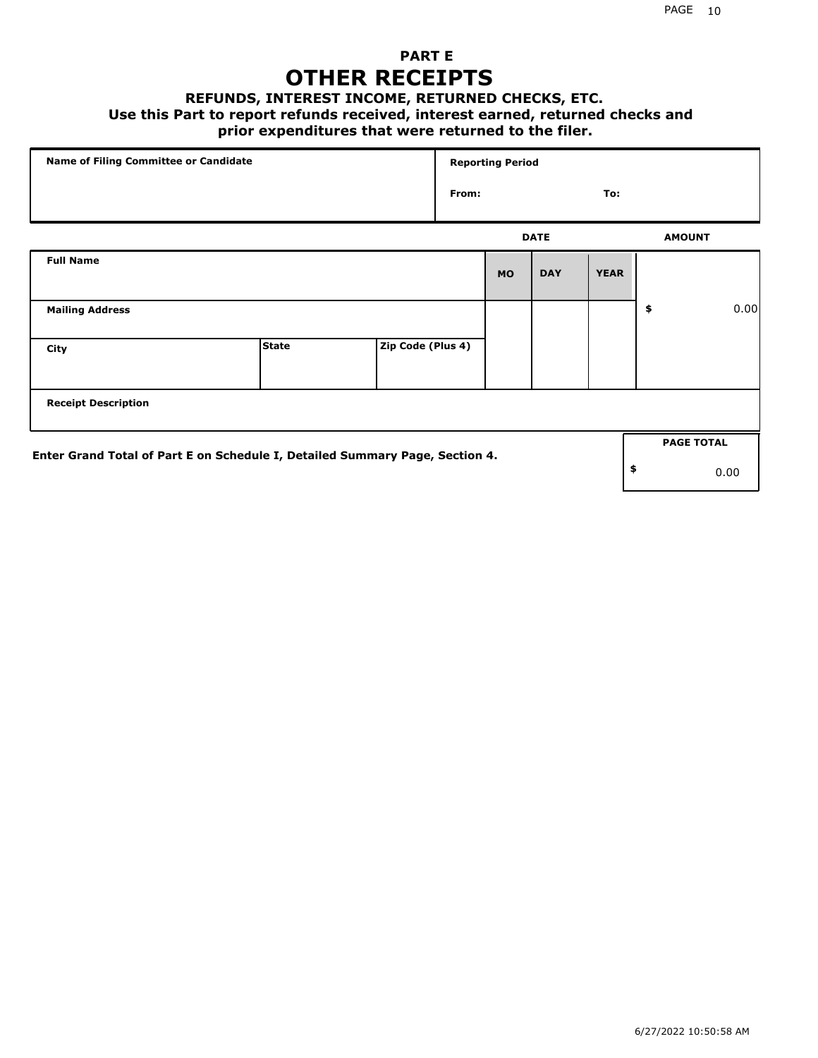# PART E

# OTHER RECEIPTS

### REFUNDS, INTEREST INCOME, RETURNED CHECKS, ETC.

**Use this Part to report refunds received, interest earned, returned checks and prior expenditures that were returned to the filer.**

| Name of Filing Committee or Candidate | Reporting Period | |
|---|---|---|
| | From: | To: |

| Full Name | | | DATE | | | AMOUNT |
|---|---|---|---|---|---|---|
| | | | MO | DAY | YEAR | |
| Mailing Address | | | | | | $ 0.00 |
| City | State | Zip Code (Plus 4) | | | | |
| Receipt Description | | | | | | |

**Enter Grand Total of Part E on Schedule I, Detailed Summary Page, Section 4.**

| PAGE TOTAL |
|---|
| $ 0.00 |

6/27/2022 10:50:58 AM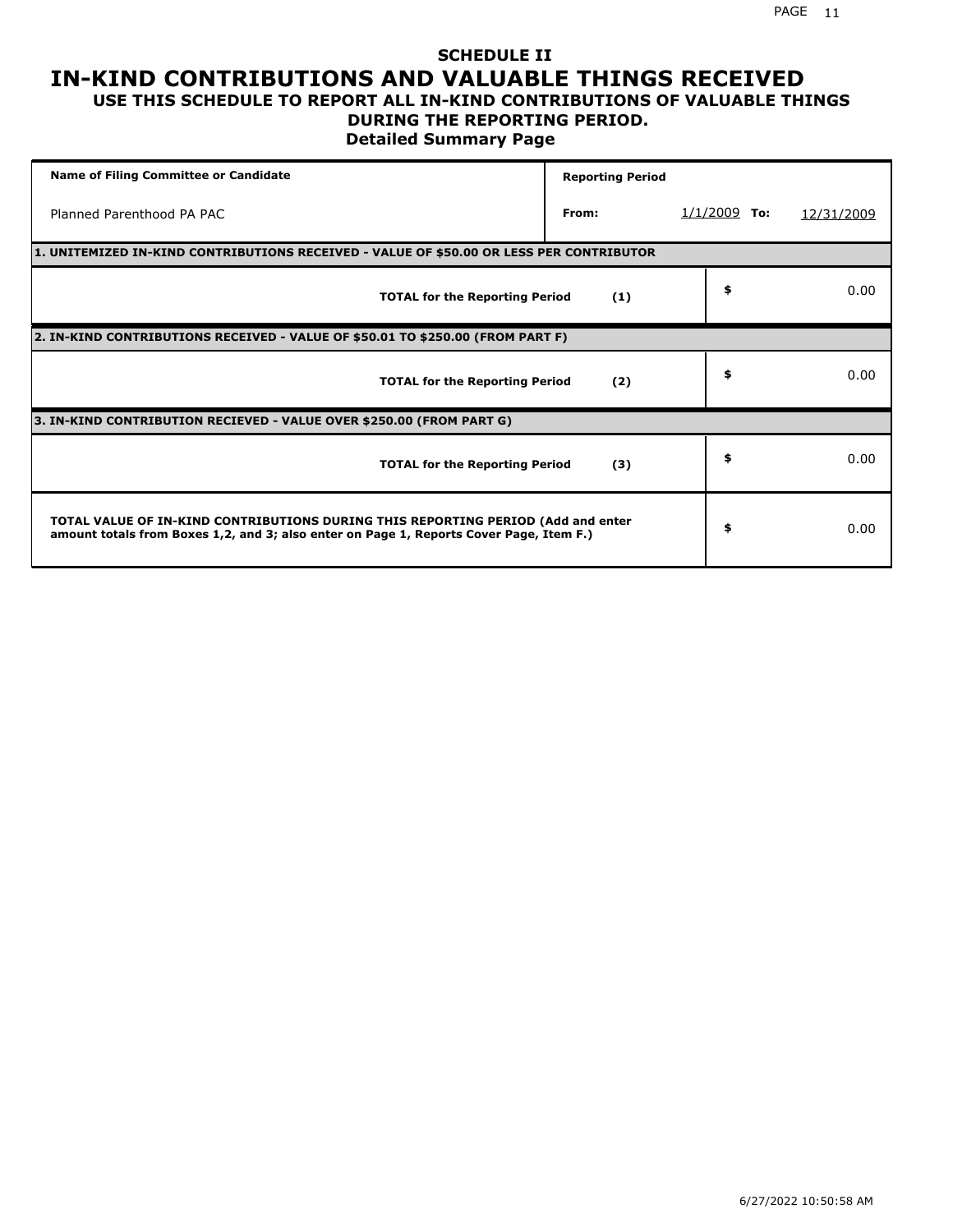# SCHEDULE II

# IN-KIND CONTRIBUTIONS AND VALUABLE THINGS RECEIVED

## USE THIS SCHEDULE TO REPORT ALL IN-KIND CONTRIBUTIONS OF VALUABLE THINGS DURING THE REPORTING PERIOD.

### Detailed Summary Page

| Name of Filing Committee or Candidate | Reporting Period | | | |
|---|---|---|---|---|
| Planned Parenthood PA PAC | From: | 1/1/2009 | To: | 12/31/2009 |

| 1. UNITEMIZED IN-KIND CONTRIBUTIONS RECEIVED - VALUE OF $50.00 OR LESS PER CONTRIBUTOR | | |
|---|---|---|
| TOTAL for the Reporting Period | (1) | $ 0.00 |

| 2. IN-KIND CONTRIBUTIONS RECEIVED - VALUE OF $50.01 TO $250.00 (FROM PART F) | | |
|---|---|---|
| TOTAL for the Reporting Period | (2) | $ 0.00 |

| 3. IN-KIND CONTRIBUTION RECIEVED - VALUE OVER $250.00 (FROM PART G) | | |
|---|---|---|
| TOTAL for the Reporting Period | (3) | $ 0.00 |

| TOTAL VALUE OF IN-KIND CONTRIBUTIONS DURING THIS REPORTING PERIOD (Add and enter amount totals from Boxes 1,2, and 3; also enter on Page 1, Reports Cover Page, Item F.) | $ 0.00 |
|---|---|

6/27/2022 10:50:58 AM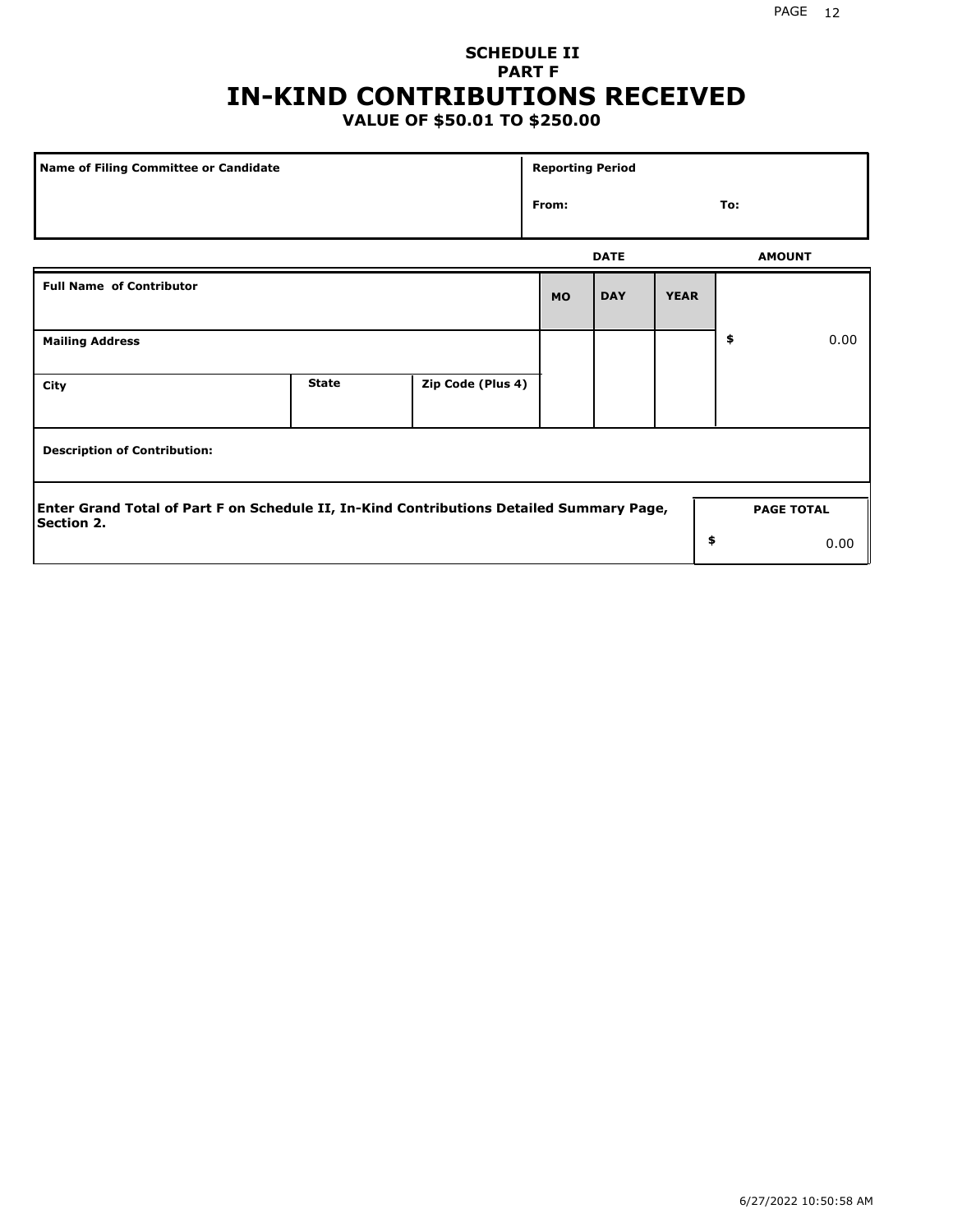## SCHEDULE II
## PART F
# IN-KIND CONTRIBUTIONS RECEIVED
### VALUE OF $50.01 TO $250.00

| Name of Filing Committee or Candidate | Reporting Period |
|---|---|
| | From: To: |

| Full Name of Contributor | | | DATE MO | DAY | YEAR | AMOUNT |
|---|---|---|---|---|---|---|
| Mailing Address | | | | | | $ 0.00 |
| City | State | Zip Code (Plus 4) | | | | |
| Description of Contribution: | | | | | | |

| Enter Grand Total of Part F on Schedule II, In-Kind Contributions Detailed Summary Page, Section 2. | PAGE TOTAL |
|---|---|
| | $ 0.00 |

6/27/2022 10:50:58 AM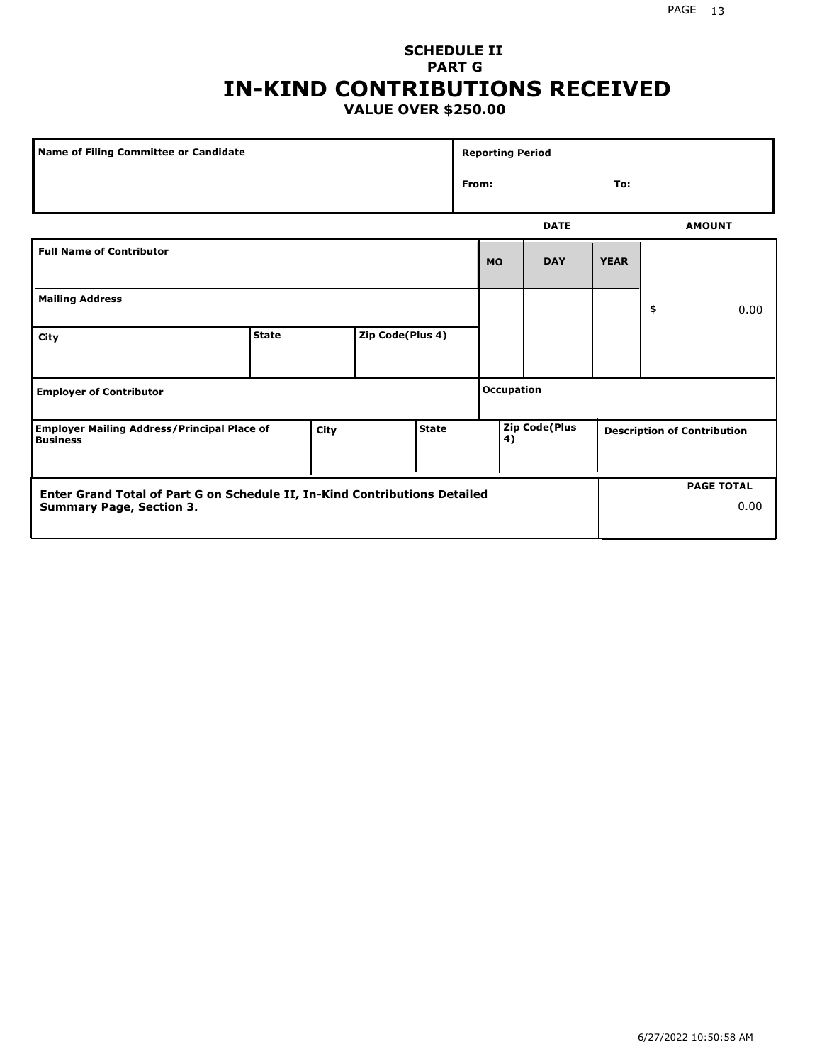# SCHEDULE II
## PART G
# IN-KIND CONTRIBUTIONS RECEIVED
### VALUE OVER $250.00

| Name of Filing Committee or Candidate | Reporting Period |
|---|---|
| | From: To: |

| Full Name of Contributor | | | MO | DAY | YEAR | AMOUNT |
|---|---|---|---|---|---|---|
| Mailing Address | | | | | | $ 0.00 |
| City | State | Zip Code(Plus 4) | | | | |
| Employer of Contributor | | | Occupation | | | |

| Employer Mailing Address/Principal Place of Business | City | State | Zip Code(Plus 4) | Description of Contribution |
|---|---|---|---|---|
| | | | | |

| Enter Grand Total of Part G on Schedule II, In-Kind Contributions Detailed Summary Page, Section 3. | PAGE TOTAL |
|---|---|
| | 0.00 |

6/27/2022 10:50:58 AM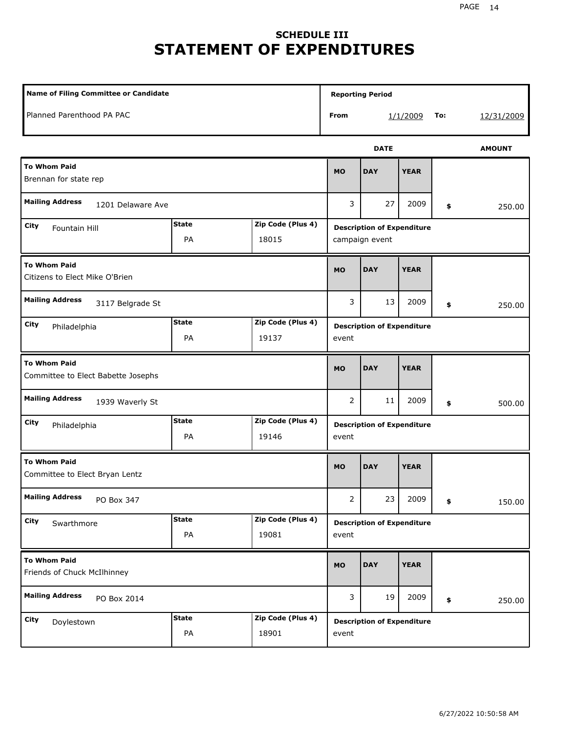# SCHEDULE III
# STATEMENT OF EXPENDITURES

| Name of Filing Committee or Candidate | Reporting Period |
|---|---|
| Planned Parenthood PA PAC | From 1/1/2009 To: 12/31/2009 |

| To Whom Paid | Mailing Address | City | State | Zip Code (Plus 4) | MO | DAY | YEAR | AMOUNT | Description of Expenditure |
|---|---|---|---|---|---|---|---|---|---|
| Brennan for state rep | 1201 Delaware Ave | Fountain Hill | PA | 18015 | 3 | 27 | 2009 | $ 250.00 | campaign event |
| Citizens to Elect Mike O'Brien | 3117 Belgrade St | Philadelphia | PA | 19137 | 3 | 13 | 2009 | $ 250.00 | event |
| Committee to Elect Babette Josephs | 1939 Waverly St | Philadelphia | PA | 19146 | 2 | 11 | 2009 | $ 500.00 | event |
| Committee to Elect Bryan Lentz | PO Box 347 | Swarthmore | PA | 19081 | 2 | 23 | 2009 | $ 150.00 | event |
| Friends of Chuck McIlhinney | PO Box 2014 | Doylestown | PA | 18901 | 3 | 19 | 2009 | $ 250.00 | event |

6/27/2022 10:50:58 AM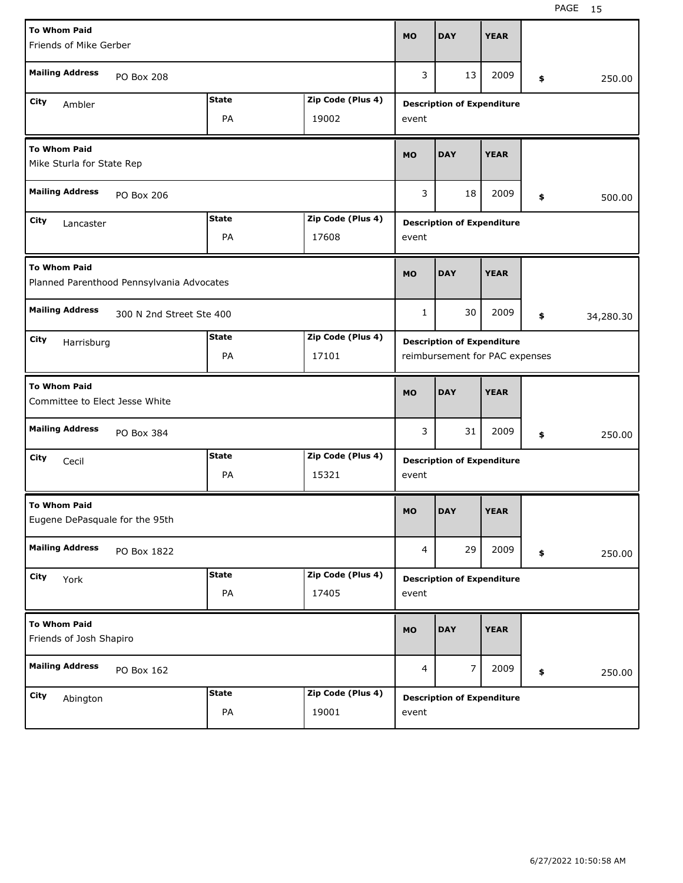| To Whom Paid | Mailing Address | City | State | Zip Code (Plus 4) | MO | DAY | YEAR | $ | Description of Expenditure |
|---|---|---|---|---|---|---|---|---|---|
| Friends of Mike Gerber | PO Box 208 | Ambler | PA | 19002 | 3 | 13 | 2009 | 250.00 | event |
| Mike Sturla for State Rep | PO Box 206 | Lancaster | PA | 17608 | 3 | 18 | 2009 | 500.00 | event |
| Planned Parenthood Pennsylvania Advocates | 300 N 2nd Street Ste 400 | Harrisburg | PA | 17101 | 1 | 30 | 2009 | 34,280.30 | reimbursement for PAC expenses |
| Committee to Elect Jesse White | PO Box 384 | Cecil | PA | 15321 | 3 | 31 | 2009 | 250.00 | event |
| Eugene DePasquale for the 95th | PO Box 1822 | York | PA | 17405 | 4 | 29 | 2009 | 250.00 | event |
| Friends of Josh Shapiro | PO Box 162 | Abington | PA | 19001 | 4 | 7 | 2009 | 250.00 | event |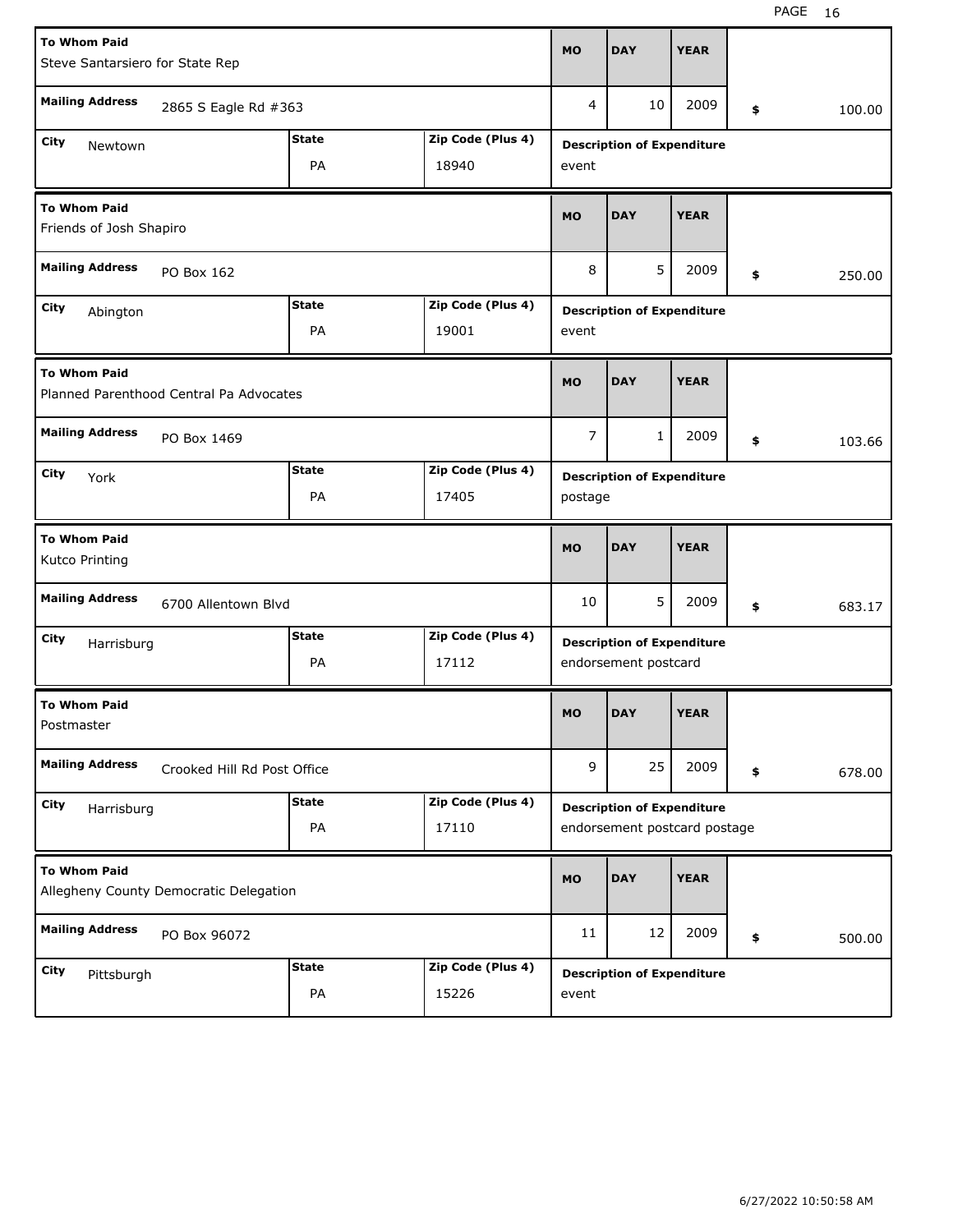| To Whom Paid | Mailing Address | City | State | Zip Code (Plus 4) | MO | DAY | YEAR | $ | Description of Expenditure |
|---|---|---|---|---|---|---|---|---|---|
| Steve Santarsiero for State Rep | 2865 S Eagle Rd #363 | Newtown | PA | 18940 | 4 | 10 | 2009 | 100.00 | event |
| Friends of Josh Shapiro | PO Box 162 | Abington | PA | 19001 | 8 | 5 | 2009 | 250.00 | event |
| Planned Parenthood Central Pa Advocates | PO Box 1469 | York | PA | 17405 | 7 | 1 | 2009 | 103.66 | postage |
| Kutco Printing | 6700 Allentown Blvd | Harrisburg | PA | 17112 | 10 | 5 | 2009 | 683.17 | endorsement postcard |
| Postmaster | Crooked Hill Rd Post Office | Harrisburg | PA | 17110 | 9 | 25 | 2009 | 678.00 | endorsement postcard postage |
| Allegheny County Democratic Delegation | PO Box 96072 | Pittsburgh | PA | 15226 | 11 | 12 | 2009 | 500.00 | event |

6/27/2022 10:50:58 AM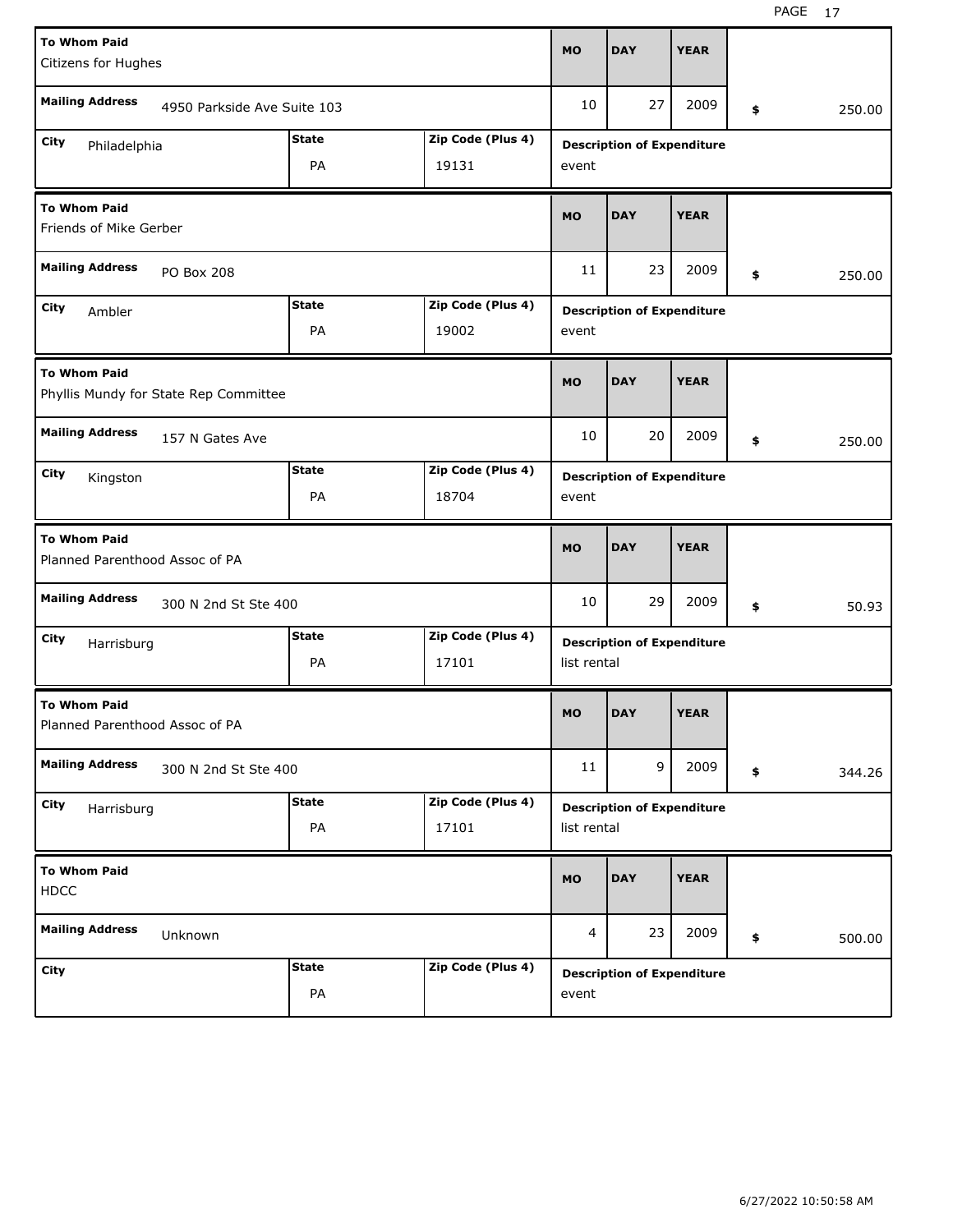| To Whom Paid | Mailing Address | City | State | Zip Code (Plus 4) | MO | DAY | YEAR | Amount | Description of Expenditure |
|---|---|---|---|---|---|---|---|---|---|
| Citizens for Hughes | 4950 Parkside Ave Suite 103 | Philadelphia | PA | 19131 | 10 | 27 | 2009 | $ 250.00 | event |
| Friends of Mike Gerber | PO Box 208 | Ambler | PA | 19002 | 11 | 23 | 2009 | $ 250.00 | event |
| Phyllis Mundy for State Rep Committee | 157 N Gates Ave | Kingston | PA | 18704 | 10 | 20 | 2009 | $ 250.00 | event |
| Planned Parenthood Assoc of PA | 300 N 2nd St Ste 400 | Harrisburg | PA | 17101 | 10 | 29 | 2009 | $ 50.93 | list rental |
| Planned Parenthood Assoc of PA | 300 N 2nd St Ste 400 | Harrisburg | PA | 17101 | 11 | 9 | 2009 | $ 344.26 | list rental |
| HDCC | Unknown | | PA | | 4 | 23 | 2009 | $ 500.00 | event |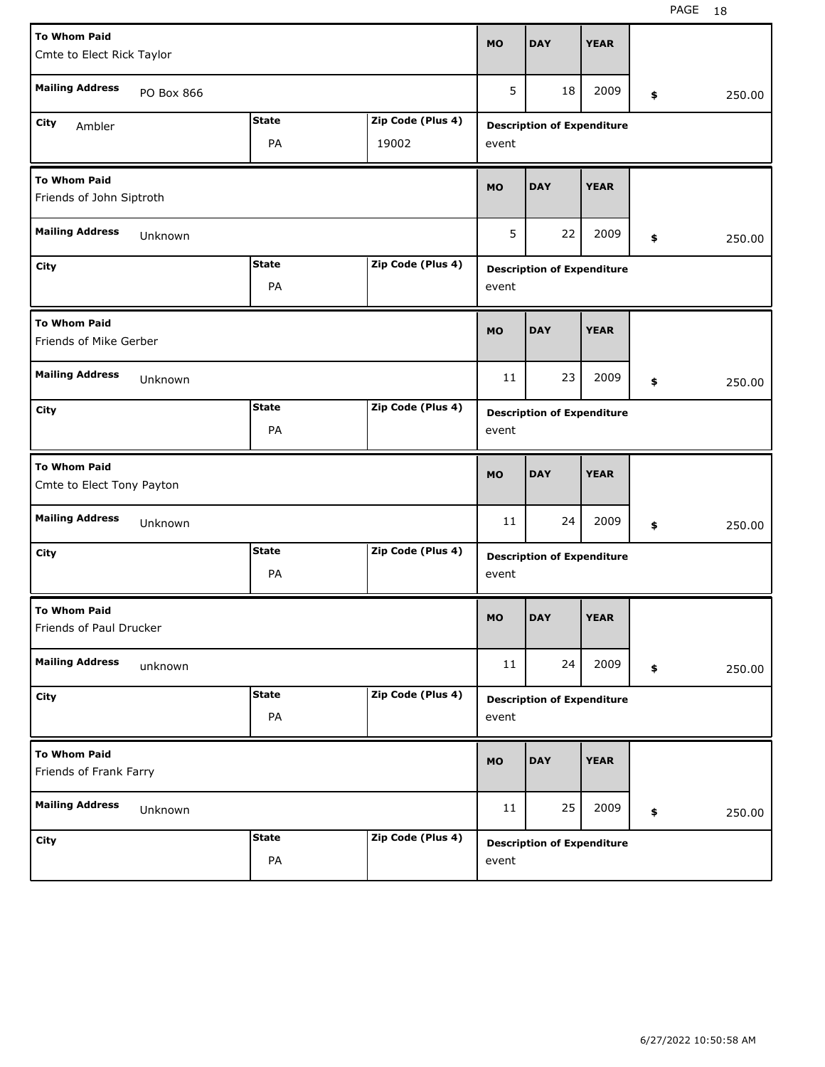| To Whom Paid | Mailing Address | City | State | Zip Code (Plus 4) | MO | DAY | YEAR | $ | Description of Expenditure |
|---|---|---|---|---|---|---|---|---|---|
| Cmte to Elect Rick Taylor | PO Box 866 | Ambler | PA | 19002 | 5 | 18 | 2009 | 250.00 | event |
| Friends of John Siptroth | Unknown | | PA | | 5 | 22 | 2009 | 250.00 | event |
| Friends of Mike Gerber | Unknown | | PA | | 11 | 23 | 2009 | 250.00 | event |
| Cmte to Elect Tony Payton | Unknown | | PA | | 11 | 24 | 2009 | 250.00 | event |
| Friends of Paul Drucker | unknown | | PA | | 11 | 24 | 2009 | 250.00 | event |
| Friends of Frank Farry | Unknown | | PA | | 11 | 25 | 2009 | 250.00 | event |

6/27/2022 10:50:58 AM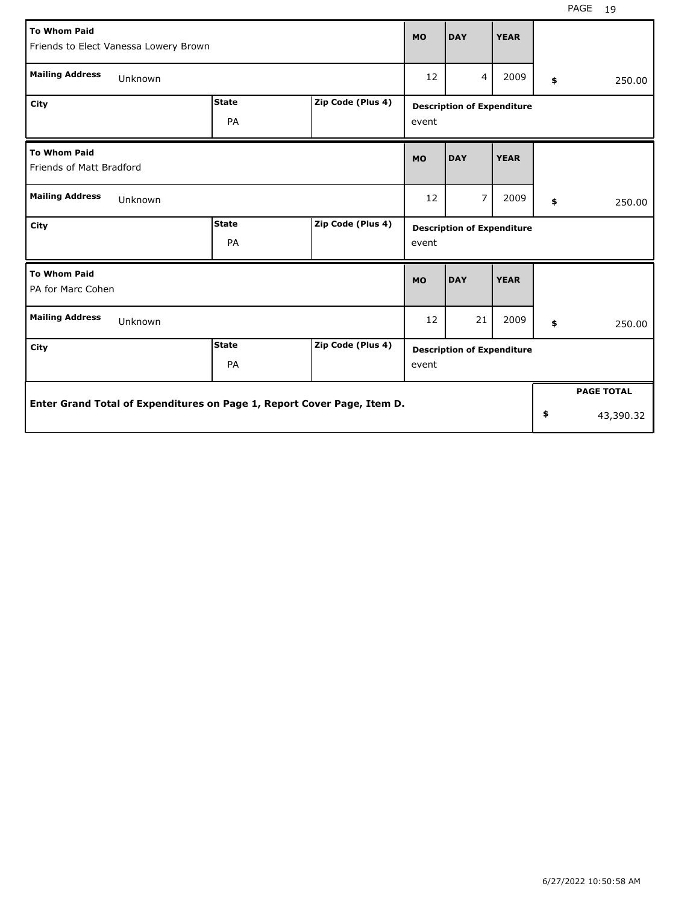| To Whom Paid | | | MO | DAY | YEAR | |
|---|---|---|---|---|---|---|
| Friends to Elect Vanessa Lowery Brown | | | | | | |
| **Mailing Address** Unknown | | | 12 | 4 | 2009 | $ 250.00 |
| **City** | **State** PA | **Zip Code (Plus 4)** | **Description of Expenditure** event | | | |

| To Whom Paid | | | MO | DAY | YEAR | |
|---|---|---|---|---|---|---|
| Friends of Matt Bradford | | | | | | |
| **Mailing Address** Unknown | | | 12 | 7 | 2009 | $ 250.00 |
| **City** | **State** PA | **Zip Code (Plus 4)** | **Description of Expenditure** event | | | |

| To Whom Paid | | | MO | DAY | YEAR | |
|---|---|---|---|---|---|---|
| PA for Marc Cohen | | | | | | |
| **Mailing Address** Unknown | | | 12 | 21 | 2009 | $ 250.00 |
| **City** | **State** PA | **Zip Code (Plus 4)** | **Description of Expenditure** event | | | |

| | |
|---|---|
| **Enter Grand Total of Expenditures on Page 1, Report Cover Page, Item D.** | **PAGE TOTAL** $ 43,390.32 |

6/27/2022 10:50:58 AM